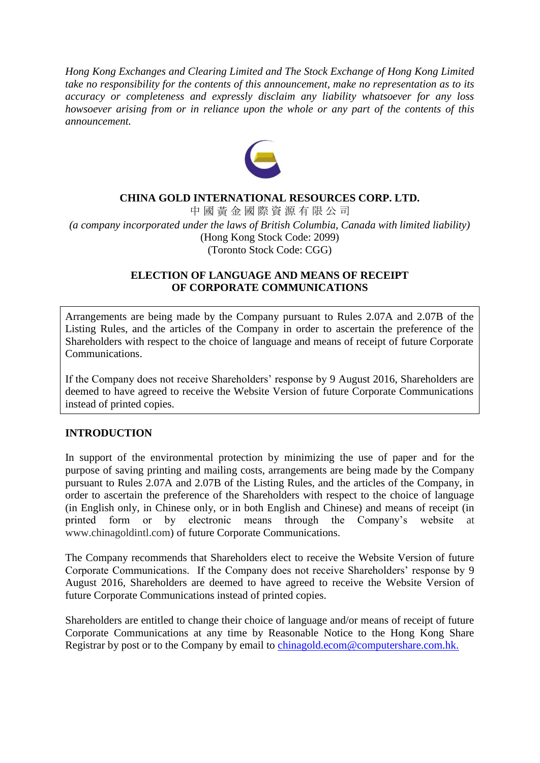*Hong Kong Exchanges and Clearing Limited and The Stock Exchange of Hong Kong Limited take no responsibility for the contents of this announcement, make no representation as to its accuracy or completeness and expressly disclaim any liability whatsoever for any loss howsoever arising from or in reliance upon the whole or any part of the contents of this announcement.*

**CHINA GOLD INTERNATIONAL RESOURCES CORP. LTD.**

中國黃金國際資源有限公司

*(a company incorporated under the laws of British Columbia, Canada with limited liability)*

(Hong Kong Stock Code: 2099)

(Toronto Stock Code: CGG)

# ELECTION OF LANGUAGE AND MEANS OF RECEIPT OF CORPORATE COMMUNICATIONS

Arrangements are being made by the Company pursuant to Rules 2.07A and 2.07B of the Listing Rules, and the articles of the Company in order to ascertain the preference of the Shareholders with respect to the choice of language and means of receipt of future Corporate Communications.

If the Company does not receive Shareholders' response by 9 August 2016, Shareholders are deemed to have agreed to receive the Website Version of future Corporate Communications instead of printed copies.

## INTRODUCTION

In support of the environmental protection by minimizing the use of paper and for the purpose of saving printing and mailing costs, arrangements are being made by the Company pursuant to Rules 2.07A and 2.07B of the Listing Rules, and the articles of the Company, in order to ascertain the preference of the Shareholders with respect to the choice of language (in English only, in Chinese only, or in both English and Chinese) and means of receipt (in printed form or by electronic means through the Company's website at www.chinagoldintl.com) of future Corporate Communications.

The Company recommends that Shareholders elect to receive the Website Version of future Corporate Communications. If the Company does not receive Shareholders' response by 9 August 2016, Shareholders are deemed to have agreed to receive the Website Version of future Corporate Communications instead of printed copies.

Shareholders are entitled to change their choice of language and/or means of receipt of future Corporate Communications at any time by Reasonable Notice to the Hong Kong Share Registrar by post or to the Company by email to chinagold.ecom@computershare.com.hk.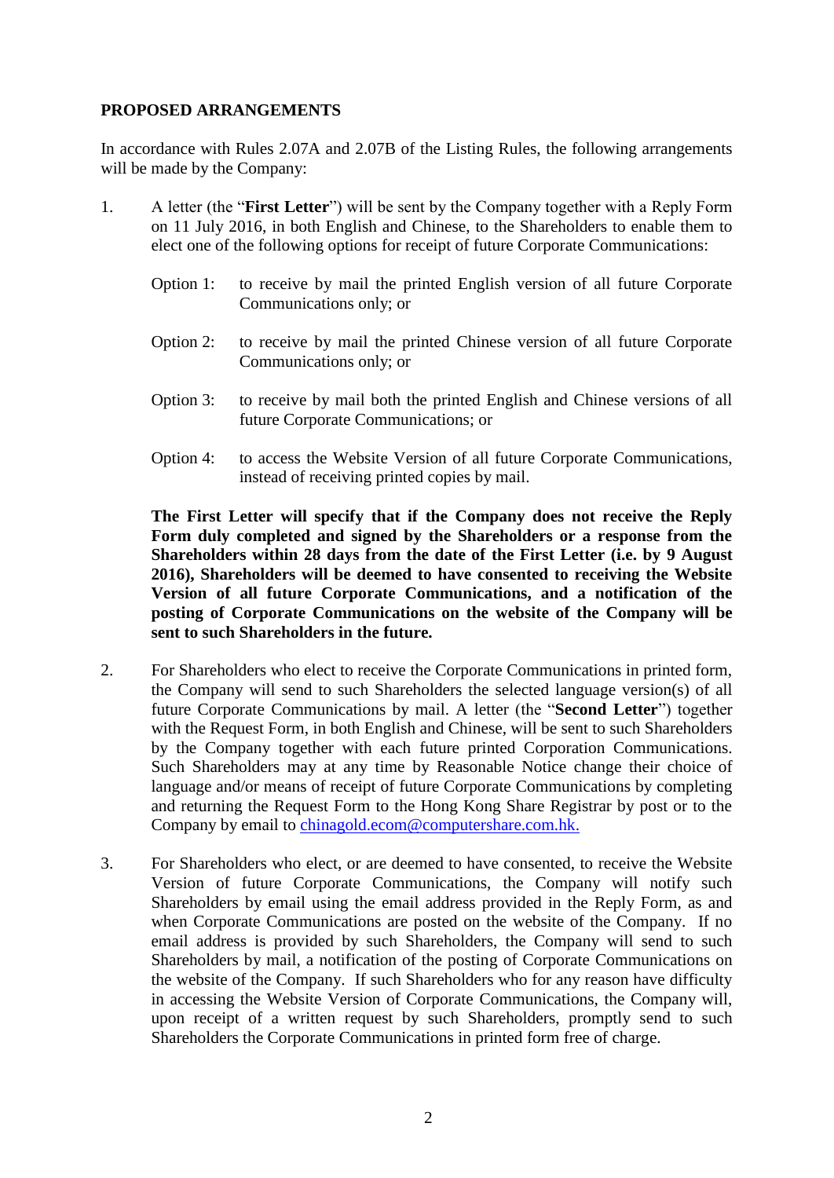**PROPOSED ARRANGEMENTS**

In accordance with Rules 2.07A and 2.07B of the Listing Rules, the following arrangements will be made by the Company:

1. A letter (the "**First Letter**") will be sent by the Company together with a Reply Form on 11 July 2016, in both English and Chinese, to the Shareholders to enable them to elect one of the following options for receipt of future Corporate Communications:

   Option 1: to receive by mail the printed English version of all future Corporate Communications only; or

   Option 2: to receive by mail the printed Chinese version of all future Corporate Communications only; or

   Option 3: to receive by mail both the printed English and Chinese versions of all future Corporate Communications; or

   Option 4: to access the Website Version of all future Corporate Communications, instead of receiving printed copies by mail.

   **The First Letter will specify that if the Company does not receive the Reply Form duly completed and signed by the Shareholders or a response from the Shareholders within 28 days from the date of the First Letter (i.e. by 9 August 2016), Shareholders will be deemed to have consented to receiving the Website Version of all future Corporate Communications, and a notification of the posting of Corporate Communications on the website of the Company will be sent to such Shareholders in the future.**

2. For Shareholders who elect to receive the Corporate Communications in printed form, the Company will send to such Shareholders the selected language version(s) of all future Corporate Communications by mail. A letter (the "**Second Letter**") together with the Request Form, in both English and Chinese, will be sent to such Shareholders by the Company together with each future printed Corporation Communications. Such Shareholders may at any time by Reasonable Notice change their choice of language and/or means of receipt of future Corporate Communications by completing and returning the Request Form to the Hong Kong Share Registrar by post or to the Company by email to chinagold.ecom@computershare.com.hk.

3. For Shareholders who elect, or are deemed to have consented, to receive the Website Version of future Corporate Communications, the Company will notify such Shareholders by email using the email address provided in the Reply Form, as and when Corporate Communications are posted on the website of the Company. If no email address is provided by such Shareholders, the Company will send to such Shareholders by mail, a notification of the posting of Corporate Communications on the website of the Company. If such Shareholders who for any reason have difficulty in accessing the Website Version of Corporate Communications, the Company will, upon receipt of a written request by such Shareholders, promptly send to such Shareholders the Corporate Communications in printed form free of charge.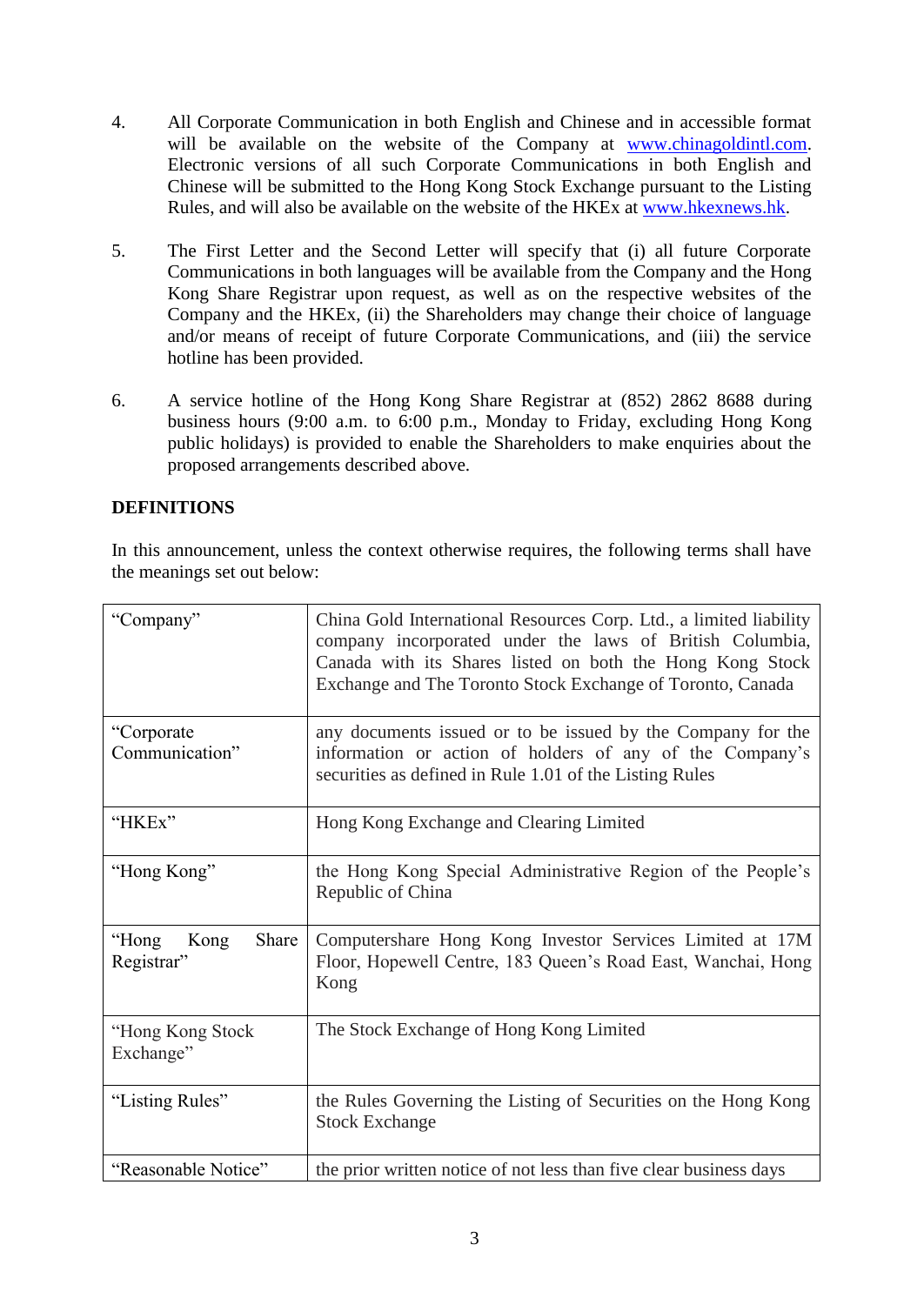4. All Corporate Communication in both English and Chinese and in accessible format will be available on the website of the Company at www.chinagoldintl.com. Electronic versions of all such Corporate Communications in both English and Chinese will be submitted to the Hong Kong Stock Exchange pursuant to the Listing Rules, and will also be available on the website of the HKEx at www.hkexnews.hk.

5. The First Letter and the Second Letter will specify that (i) all future Corporate Communications in both languages will be available from the Company and the Hong Kong Share Registrar upon request, as well as on the respective websites of the Company and the HKEx, (ii) the Shareholders may change their choice of language and/or means of receipt of future Corporate Communications, and (iii) the service hotline has been provided.

6. A service hotline of the Hong Kong Share Registrar at (852) 2862 8688 during business hours (9:00 a.m. to 6:00 p.m., Monday to Friday, excluding Hong Kong public holidays) is provided to enable the Shareholders to make enquiries about the proposed arrangements described above.

**DEFINITIONS**

In this announcement, unless the context otherwise requires, the following terms shall have the meanings set out below:

| Term | Meaning |
|---|---|
| "Company" | China Gold International Resources Corp. Ltd., a limited liability company incorporated under the laws of British Columbia, Canada with its Shares listed on both the Hong Kong Stock Exchange and The Toronto Stock Exchange of Toronto, Canada |
| "Corporate Communication" | any documents issued or to be issued by the Company for the information or action of holders of any of the Company's securities as defined in Rule 1.01 of the Listing Rules |
| "HKEx" | Hong Kong Exchange and Clearing Limited |
| "Hong Kong" | the Hong Kong Special Administrative Region of the People's Republic of China |
| "Hong Kong Share Registrar" | Computershare Hong Kong Investor Services Limited at 17M Floor, Hopewell Centre, 183 Queen's Road East, Wanchai, Hong Kong |
| "Hong Kong Stock Exchange" | The Stock Exchange of Hong Kong Limited |
| "Listing Rules" | the Rules Governing the Listing of Securities on the Hong Kong Stock Exchange |
| "Reasonable Notice" | the prior written notice of not less than five clear business days |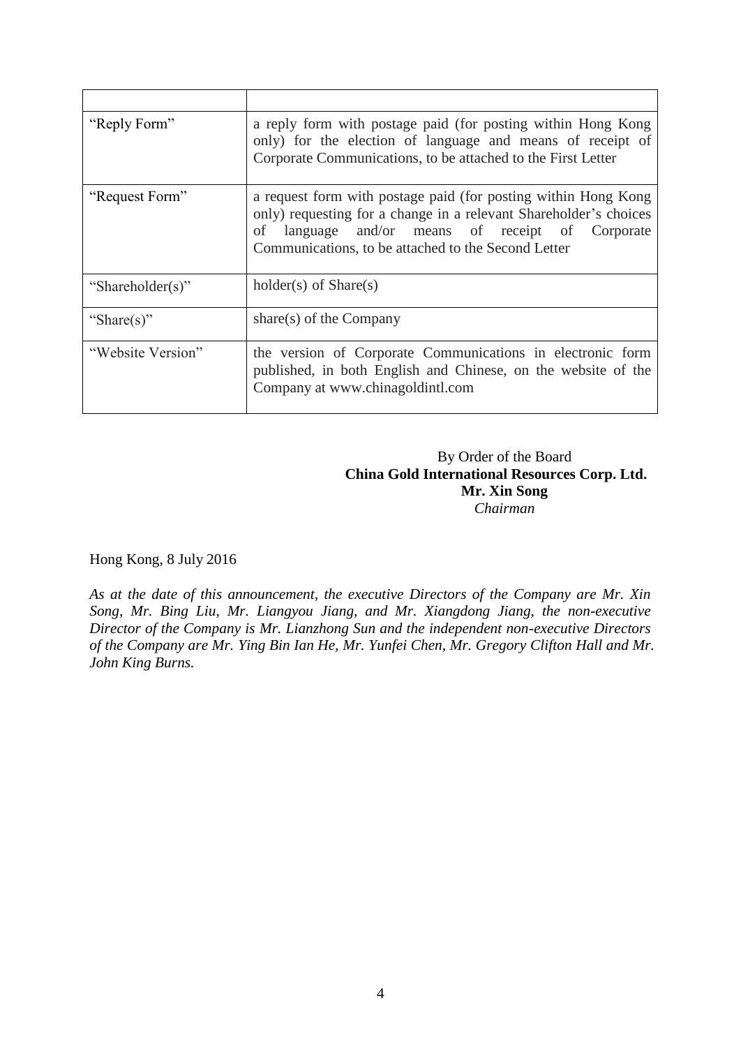| | |
|---|---|
| "Reply Form" | a reply form with postage paid (for posting within Hong Kong only) for the election of language and means of receipt of Corporate Communications, to be attached to the First Letter |
| "Request Form" | a request form with postage paid (for posting within Hong Kong only) requesting for a change in a relevant Shareholder's choices of language and/or means of receipt of Corporate Communications, to be attached to the Second Letter |
| "Shareholder(s)" | holder(s) of Share(s) |
| "Share(s)" | share(s) of the Company |
| "Website Version" | the version of Corporate Communications in electronic form published, in both English and Chinese, on the website of the Company at www.chinagoldintl.com |

By Order of the Board
**China Gold International Resources Corp. Ltd.**
**Mr. Xin Song**
*Chairman*

Hong Kong, 8 July 2016

*As at the date of this announcement, the executive Directors of the Company are Mr. Xin Song, Mr. Bing Liu, Mr. Liangyou Jiang, and Mr. Xiangdong Jiang, the non-executive Director of the Company is Mr. Lianzhong Sun and the independent non-executive Directors of the Company are Mr. Ying Bin Ian He, Mr. Yunfei Chen, Mr. Gregory Clifton Hall and Mr. John King Burns.*